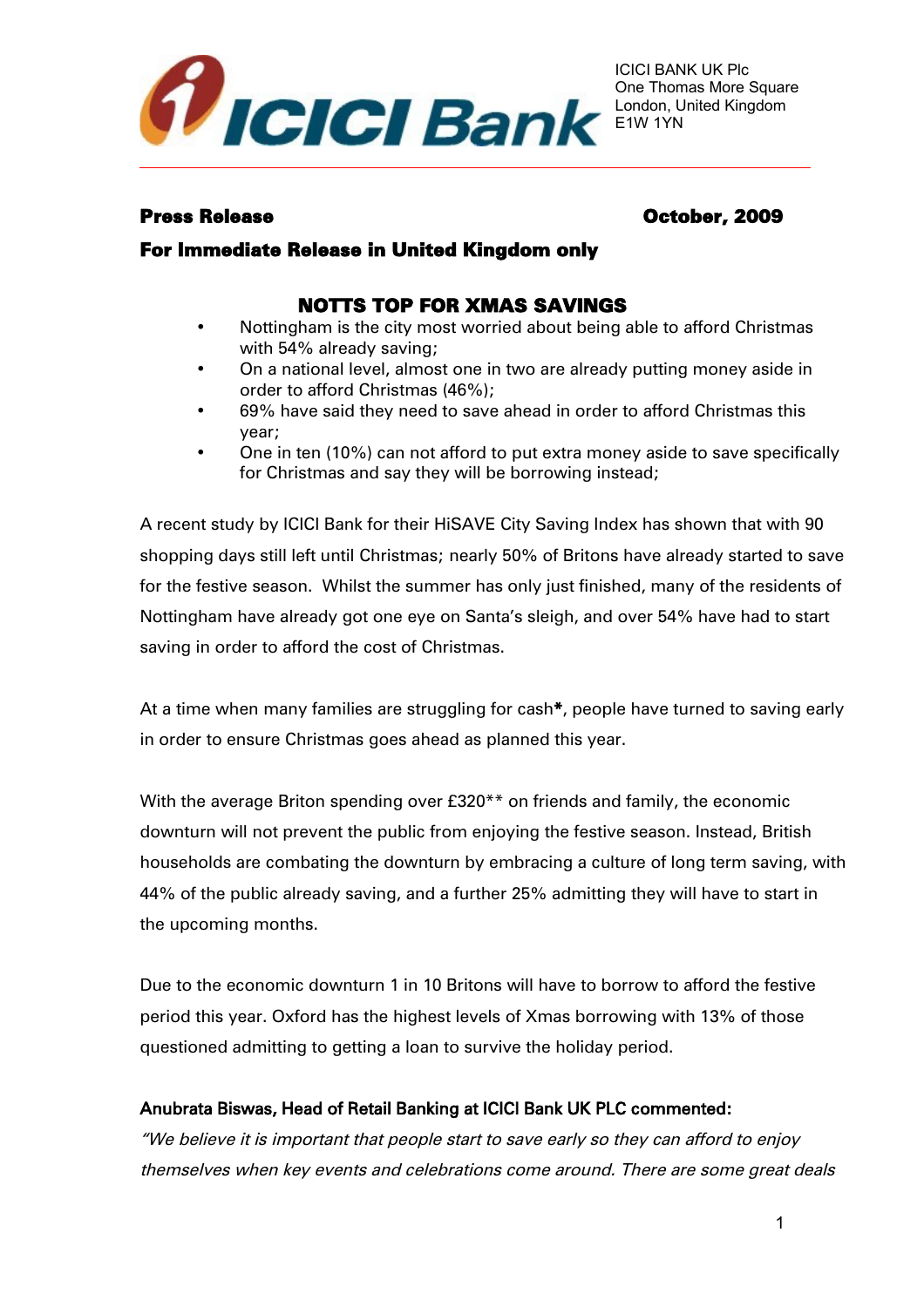ICICI BANK UK Plc
One Thomas More Square
London, United Kingdom
E1W 1YN

**Press Release** **October, 2009**

**For Immediate Release in United Kingdom only**

## NOTTS TOP FOR XMAS SAVINGS

- Nottingham is the city most worried about being able to afford Christmas with 54% already saving;
- On a national level, almost one in two are already putting money aside in order to afford Christmas (46%);
- 69% have said they need to save ahead in order to afford Christmas this year;
- One in ten (10%) can not afford to put extra money aside to save specifically for Christmas and say they will be borrowing instead;

A recent study by ICICI Bank for their HiSAVE City Saving Index has shown that with 90 shopping days still left until Christmas; nearly 50% of Britons have already started to save for the festive season. Whilst the summer has only just finished, many of the residents of Nottingham have already got one eye on Santa's sleigh, and over 54% have had to start saving in order to afford the cost of Christmas.

At a time when many families are struggling for cash*, people have turned to saving early in order to ensure Christmas goes ahead as planned this year.

With the average Briton spending over £320** on friends and family, the economic downturn will not prevent the public from enjoying the festive season. Instead, British households are combating the downturn by embracing a culture of long term saving, with 44% of the public already saving, and a further 25% admitting they will have to start in the upcoming months.

Due to the economic downturn 1 in 10 Britons will have to borrow to afford the festive period this year. Oxford has the highest levels of Xmas borrowing with 13% of those questioned admitting to getting a loan to survive the holiday period.

**Anubrata Biswas, Head of Retail Banking at ICICI Bank UK PLC commented:**

*"We believe it is important that people start to save early so they can afford to enjoy themselves when key events and celebrations come around. There are some great deals*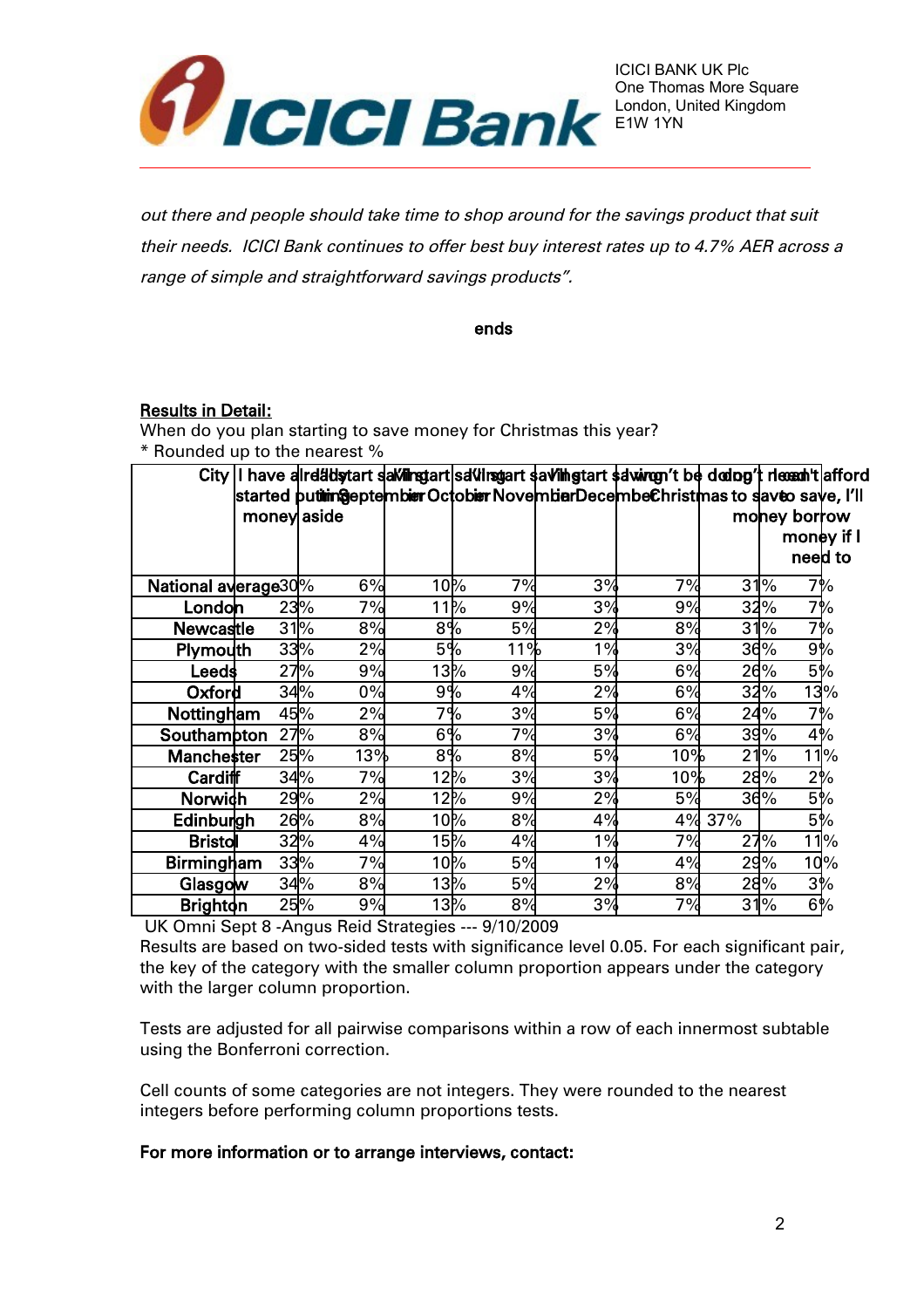*out there and people should take time to shop around for the savings product that suit their needs. ICICI Bank continues to offer best buy interest rates up to 4.7% AER across a range of simple and straightforward savings products".*

ends

**Results in Detail:**

When do you plan starting to save money for Christmas this year?

\* Rounded up to the nearest %

| City | I have already started putting money aside | I'll start saving in September | I'll start saving in October | I'll start saving in November | I'll start saving in December | I won't be doing Christmas | I don't need to save | I can't afford to save, I'll borrow money if I need to |
|---|---|---|---|---|---|---|---|---|
| National average | 30% | 6% | 10% | 7% | 3% | 7% | 31% | 7% |
| London | 23% | 7% | 11% | 9% | 3% | 9% | 32% | 7% |
| Newcastle | 31% | 8% | 8% | 5% | 2% | 8% | 31% | 7% |
| Plymouth | 33% | 2% | 5% | 11% | 1% | 3% | 36% | 9% |
| Leeds | 27% | 9% | 13% | 9% | 5% | 6% | 26% | 5% |
| Oxford | 34% | 0% | 9% | 4% | 2% | 6% | 32% | 13% |
| Nottingham | 45% | 2% | 7% | 3% | 5% | 6% | 24% | 7% |
| Southampton | 27% | 8% | 6% | 7% | 3% | 6% | 39% | 4% |
| Manchester | 25% | 13% | 8% | 8% | 5% | 10% | 21% | 11% |
| Cardiff | 34% | 7% | 12% | 3% | 3% | 10% | 28% | 2% |
| Norwich | 29% | 2% | 12% | 9% | 2% | 5% | 36% | 5% |
| Edinburgh | 26% | 8% | 10% | 8% | 4% | 4% | 37% | 5% |
| Bristol | 32% | 4% | 15% | 4% | 1% | 7% | 27% | 11% |
| Birmingham | 33% | 7% | 10% | 5% | 1% | 4% | 29% | 10% |
| Glasgow | 34% | 8% | 13% | 5% | 2% | 8% | 28% | 3% |
| Brighton | 25% | 9% | 13% | 8% | 3% | 7% | 31% | 6% |

UK Omni Sept 8 -Angus Reid Strategies --- 9/10/2009

Results are based on two-sided tests with significance level 0.05. For each significant pair, the key of the category with the smaller column proportion appears under the category with the larger column proportion.

Tests are adjusted for all pairwise comparisons within a row of each innermost subtable using the Bonferroni correction.

Cell counts of some categories are not integers. They were rounded to the nearest integers before performing column proportions tests.

**For more information or to arrange interviews, contact:**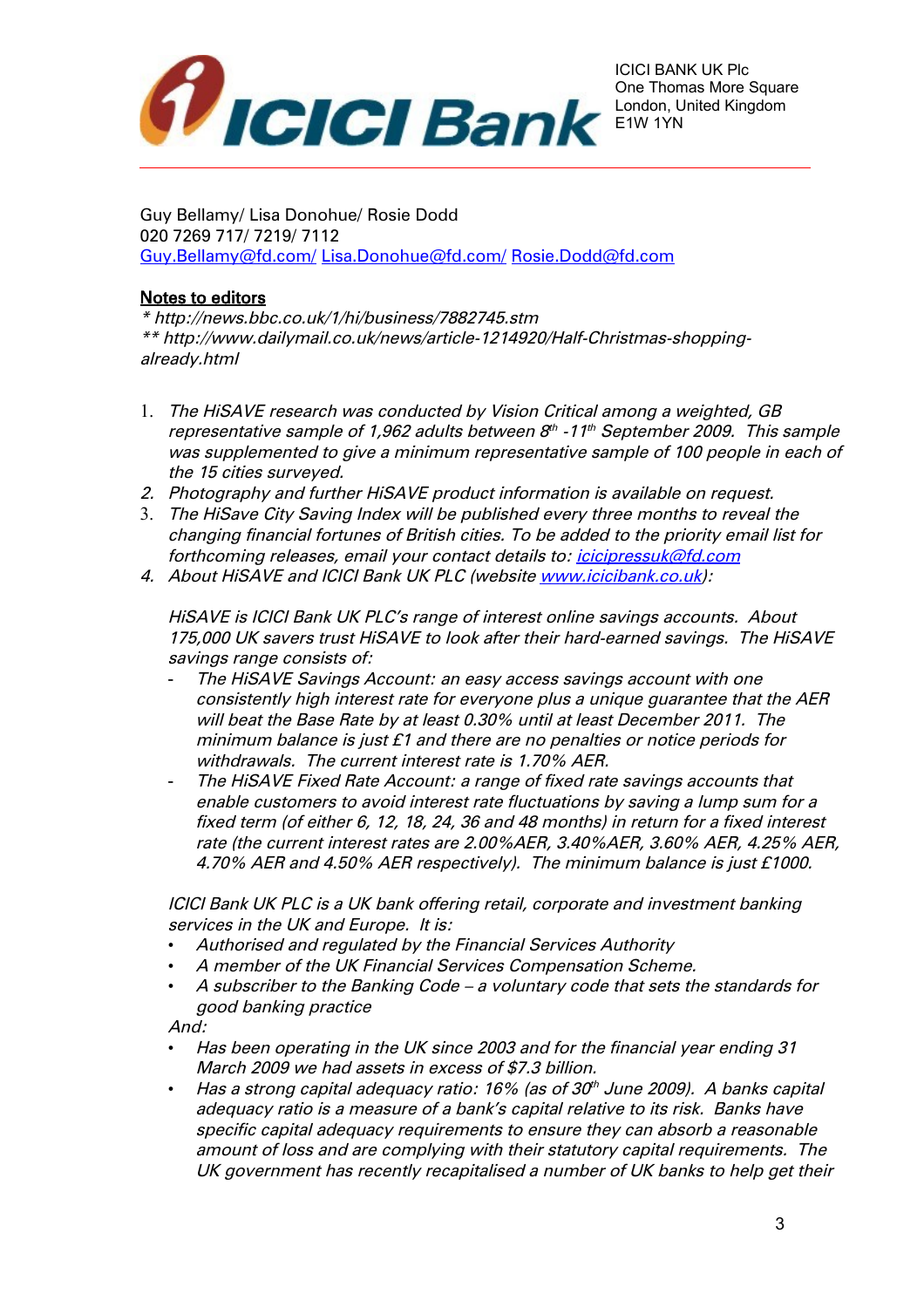ICICI BANK UK Plc
One Thomas More Square
London, United Kingdom
E1W 1YN

Guy Bellamy/ Lisa Donohue/ Rosie Dodd
020 7269 717/ 7219/ 7112
Guy.Bellamy@fd.com/ Lisa.Donohue@fd.com/ Rosie.Dodd@fd.com

**Notes to editors**

*\* http://news.bbc.co.uk/1/hi/business/7882745.stm*
*\*\* http://www.dailymail.co.uk/news/article-1214920/Half-Christmas-shopping-already.html*

1. *The HiSAVE research was conducted by Vision Critical among a weighted, GB representative sample of 1,962 adults between 8th -11th September 2009. This sample was supplemented to give a minimum representative sample of 100 people in each of the 15 cities surveyed.*
2. *Photography and further HiSAVE product information is available on request.*
3. *The HiSave City Saving Index will be published every three months to reveal the changing financial fortunes of British cities. To be added to the priority email list for forthcoming releases, email your contact details to: icicipressuk@fd.com*
4. *About HiSAVE and ICICI Bank UK PLC (website www.icicibank.co.uk):*

   *HiSAVE is ICICI Bank UK PLC's range of interest online savings accounts. About 175,000 UK savers trust HiSAVE to look after their hard-earned savings. The HiSAVE savings range consists of:*
   - *The HiSAVE Savings Account: an easy access savings account with one consistently high interest rate for everyone plus a unique guarantee that the AER will beat the Base Rate by at least 0.30% until at least December 2011. The minimum balance is just £1 and there are no penalties or notice periods for withdrawals. The current interest rate is 1.70% AER.*
   - *The HiSAVE Fixed Rate Account: a range of fixed rate savings accounts that enable customers to avoid interest rate fluctuations by saving a lump sum for a fixed term (of either 6, 12, 18, 24, 36 and 48 months) in return for a fixed interest rate (the current interest rates are 2.00%AER, 3.40%AER, 3.60% AER, 4.25% AER, 4.70% AER and 4.50% AER respectively). The minimum balance is just £1000.*

   *ICICI Bank UK PLC is a UK bank offering retail, corporate and investment banking services in the UK and Europe. It is:*
   - *Authorised and regulated by the Financial Services Authority*
   - *A member of the UK Financial Services Compensation Scheme.*
   - *A subscriber to the Banking Code – a voluntary code that sets the standards for good banking practice*

   *And:*
   - *Has been operating in the UK since 2003 and for the financial year ending 31 March 2009 we had assets in excess of $7.3 billion.*
   - *Has a strong capital adequacy ratio: 16% (as of 30th June 2009). A banks capital adequacy ratio is a measure of a bank's capital relative to its risk. Banks have specific capital adequacy requirements to ensure they can absorb a reasonable amount of loss and are complying with their statutory capital requirements. The UK government has recently recapitalised a number of UK banks to help get their*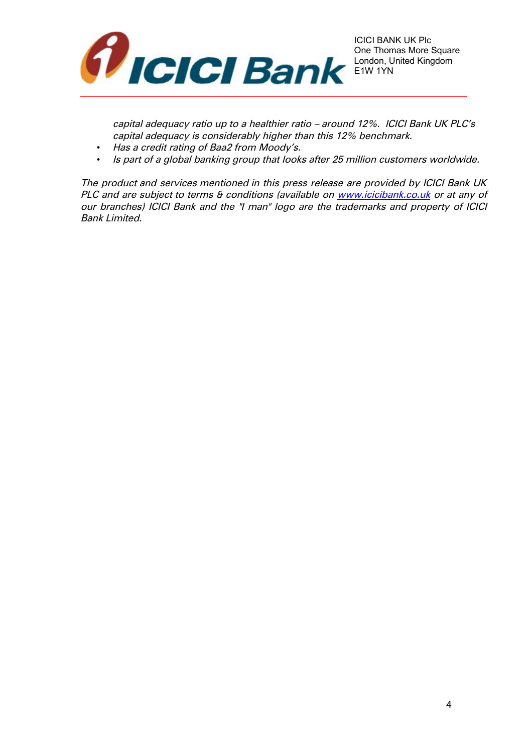*capital adequacy ratio up to a healthier ratio – around 12%. ICICI Bank UK PLC's capital adequacy is considerably higher than this 12% benchmark.*

- *Has a credit rating of Baa2 from Moody's.*
- *Is part of a global banking group that looks after 25 million customers worldwide.*

*The product and services mentioned in this press release are provided by ICICI Bank UK PLC and are subject to terms & conditions (available on [www.icicibank.co.uk](http://www.icicibank.co.uk) or at any of our branches) ICICI Bank and the "I man" logo are the trademarks and property of ICICI Bank Limited.*